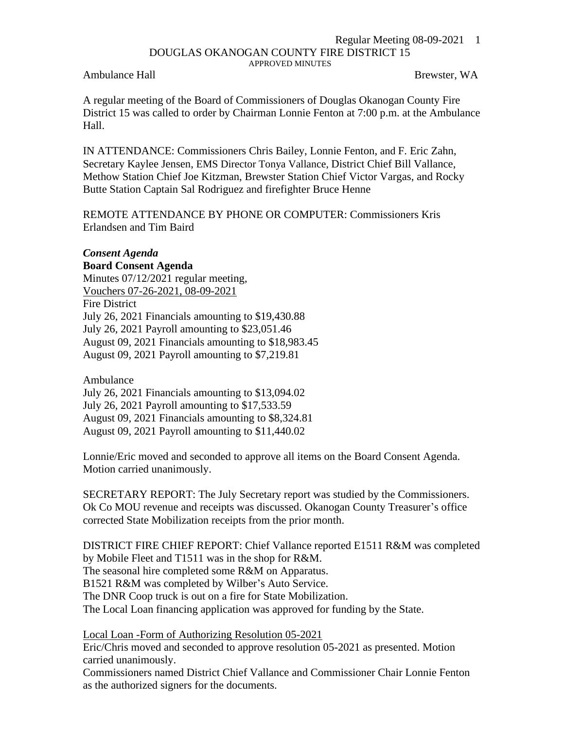DOUGLAS OKANOGAN COUNTY FIRE DISTRICT 15

APPROVED MINUTES

Ambulance Hall Brewster, WA

A regular meeting of the Board of Commissioners of Douglas Okanogan County Fire District 15 was called to order by Chairman Lonnie Fenton at 7:00 p.m. at the Ambulance Hall.

IN ATTENDANCE: Commissioners Chris Bailey, Lonnie Fenton, and F. Eric Zahn, Secretary Kaylee Jensen, EMS Director Tonya Vallance, District Chief Bill Vallance, Methow Station Chief Joe Kitzman, Brewster Station Chief Victor Vargas, and Rocky Butte Station Captain Sal Rodriguez and firefighter Bruce Henne

REMOTE ATTENDANCE BY PHONE OR COMPUTER: Commissioners Kris Erlandsen and Tim Baird

***Consent Agenda***

**Board Consent Agenda**

Minutes 07/12/2021 regular meeting,

Vouchers 07-26-2021, 08-09-2021

Fire District

July 26, 2021 Financials amounting to $19,430.88

July 26, 2021 Payroll amounting to $23,051.46

August 09, 2021 Financials amounting to $18,983.45

August 09, 2021 Payroll amounting to $7,219.81

Ambulance

July 26, 2021 Financials amounting to $13,094.02

July 26, 2021 Payroll amounting to $17,533.59

August 09, 2021 Financials amounting to $8,324.81

August 09, 2021 Payroll amounting to $11,440.02

Lonnie/Eric moved and seconded to approve all items on the Board Consent Agenda. Motion carried unanimously.

SECRETARY REPORT: The July Secretary report was studied by the Commissioners. Ok Co MOU revenue and receipts was discussed. Okanogan County Treasurer's office corrected State Mobilization receipts from the prior month.

DISTRICT FIRE CHIEF REPORT: Chief Vallance reported E1511 R&M was completed by Mobile Fleet and T1511 was in the shop for R&M.

The seasonal hire completed some R&M on Apparatus.

B1521 R&M was completed by Wilber's Auto Service.

The DNR Coop truck is out on a fire for State Mobilization.

The Local Loan financing application was approved for funding by the State.

Local Loan -Form of Authorizing Resolution 05-2021

Eric/Chris moved and seconded to approve resolution 05-2021 as presented. Motion carried unanimously.

Commissioners named District Chief Vallance and Commissioner Chair Lonnie Fenton as the authorized signers for the documents.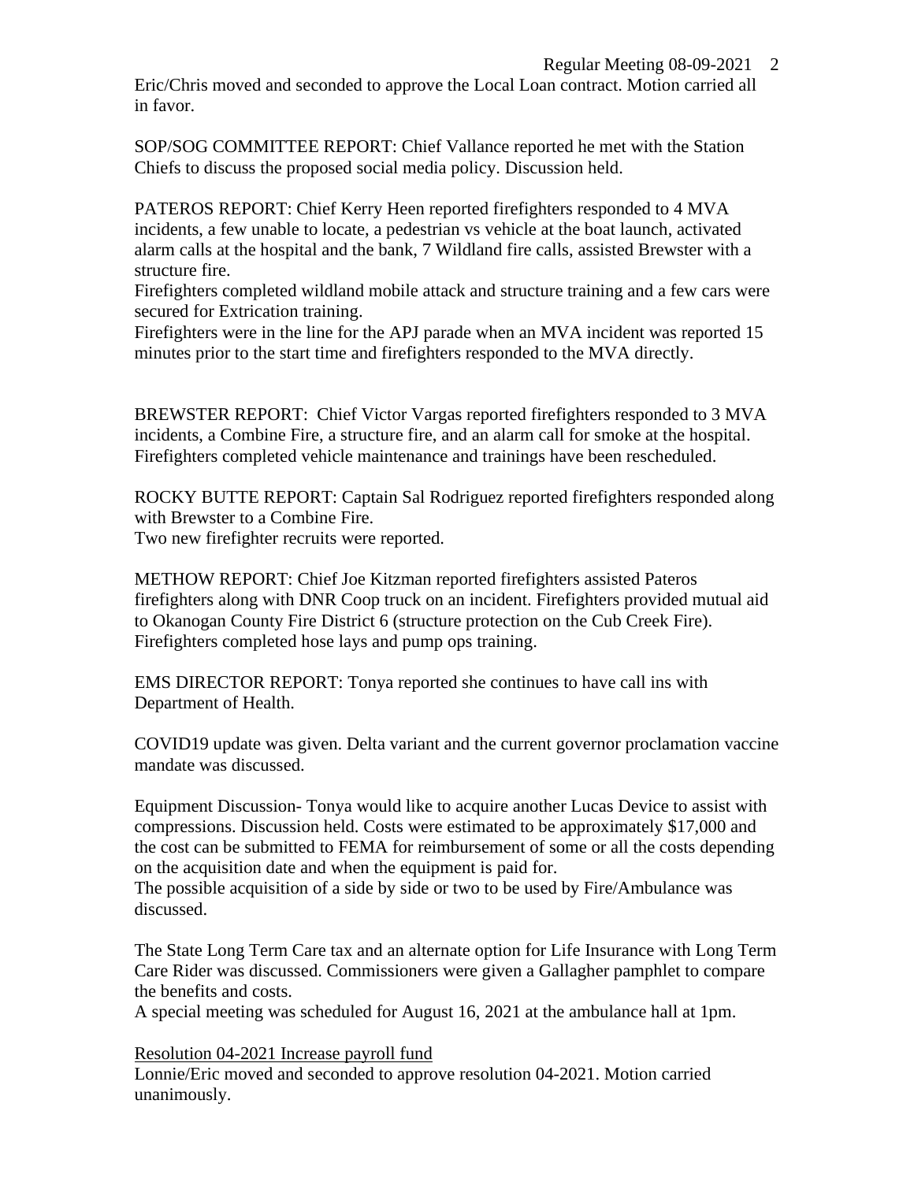Eric/Chris moved and seconded to approve the Local Loan contract. Motion carried all in favor.

SOP/SOG COMMITTEE REPORT: Chief Vallance reported he met with the Station Chiefs to discuss the proposed social media policy. Discussion held.

PATEROS REPORT: Chief Kerry Heen reported firefighters responded to 4 MVA incidents, a few unable to locate, a pedestrian vs vehicle at the boat launch, activated alarm calls at the hospital and the bank, 7 Wildland fire calls, assisted Brewster with a structure fire.
Firefighters completed wildland mobile attack and structure training and a few cars were secured for Extrication training.
Firefighters were in the line for the APJ parade when an MVA incident was reported 15 minutes prior to the start time and firefighters responded to the MVA directly.

BREWSTER REPORT: Chief Victor Vargas reported firefighters responded to 3 MVA incidents, a Combine Fire, a structure fire, and an alarm call for smoke at the hospital. Firefighters completed vehicle maintenance and trainings have been rescheduled.

ROCKY BUTTE REPORT: Captain Sal Rodriguez reported firefighters responded along with Brewster to a Combine Fire.
Two new firefighter recruits were reported.

METHOW REPORT: Chief Joe Kitzman reported firefighters assisted Pateros firefighters along with DNR Coop truck on an incident. Firefighters provided mutual aid to Okanogan County Fire District 6 (structure protection on the Cub Creek Fire). Firefighters completed hose lays and pump ops training.

EMS DIRECTOR REPORT: Tonya reported she continues to have call ins with Department of Health.

COVID19 update was given. Delta variant and the current governor proclamation vaccine mandate was discussed.

Equipment Discussion- Tonya would like to acquire another Lucas Device to assist with compressions. Discussion held. Costs were estimated to be approximately $17,000 and the cost can be submitted to FEMA for reimbursement of some or all the costs depending on the acquisition date and when the equipment is paid for.
The possible acquisition of a side by side or two to be used by Fire/Ambulance was discussed.

The State Long Term Care tax and an alternate option for Life Insurance with Long Term Care Rider was discussed. Commissioners were given a Gallagher pamphlet to compare the benefits and costs.
A special meeting was scheduled for August 16, 2021 at the ambulance hall at 1pm.

<u>Resolution 04-2021 Increase payroll fund</u>
Lonnie/Eric moved and seconded to approve resolution 04-2021. Motion carried unanimously.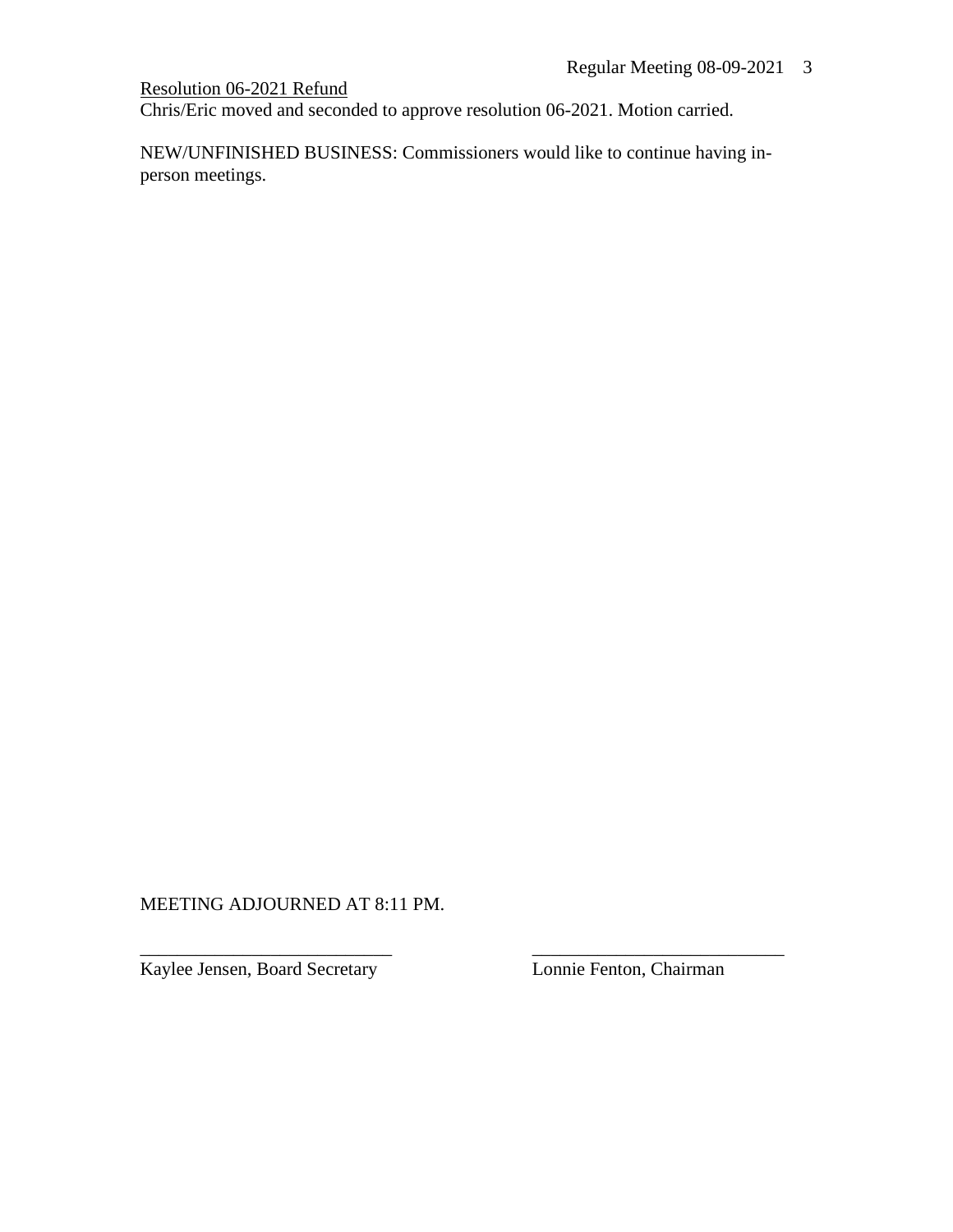<u>Resolution 06-2021 Refund</u>
Chris/Eric moved and seconded to approve resolution 06-2021. Motion carried.

NEW/UNFINISHED BUSINESS: Commissioners would like to continue having in-person meetings.

MEETING ADJOURNED AT 8:11 PM.

\_\_\_\_\_\_\_\_\_\_\_\_\_\_\_\_\_\_\_\_\_\_\_\_\_\_\_\_ \_\_\_\_\_\_\_\_\_\_\_\_\_\_\_\_\_\_\_\_\_\_\_\_\_\_\_\_
Kaylee Jensen, Board Secretary Lonnie Fenton, Chairman